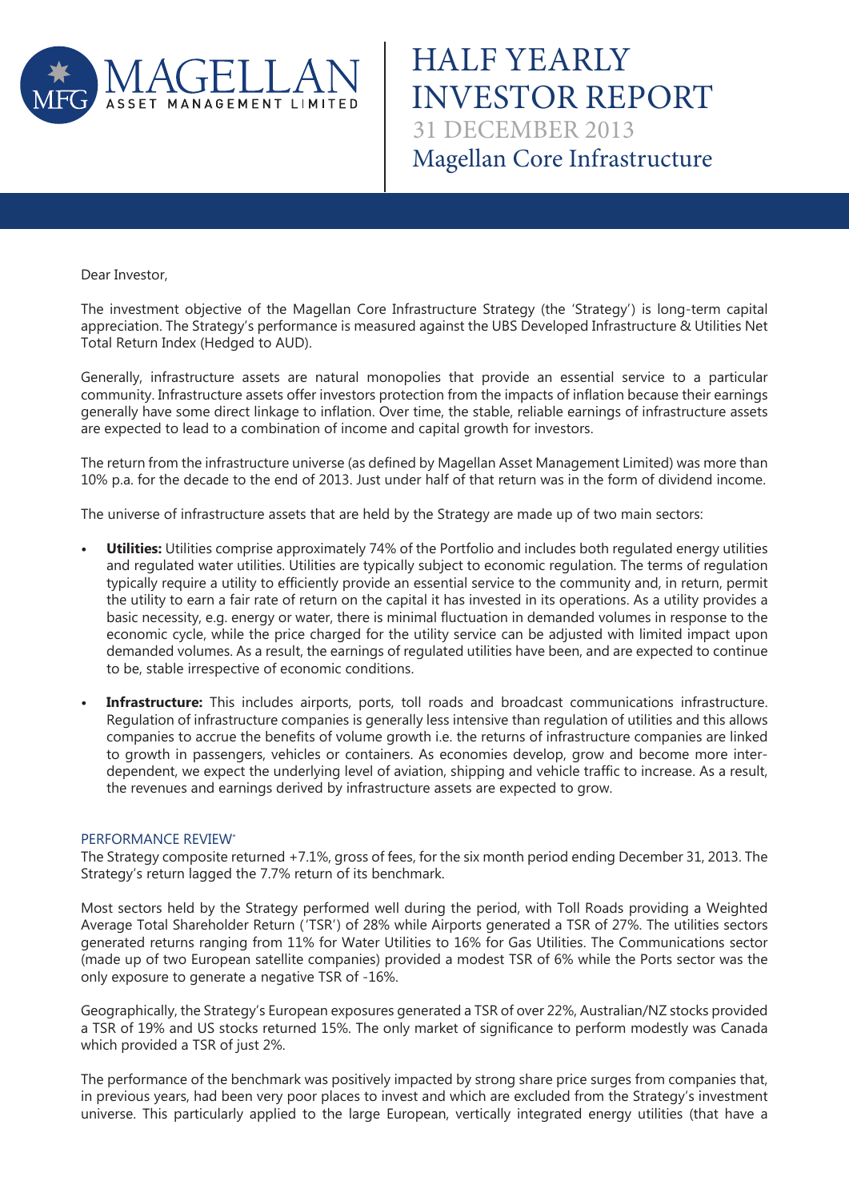# HALF YEARLY INVESTOR REPORT

31 DECEMBER 2013

Magellan Core Infrastructure

Dear Investor,

The investment objective of the Magellan Core Infrastructure Strategy (the 'Strategy') is long-term capital appreciation. The Strategy's performance is measured against the UBS Developed Infrastructure & Utilities Net Total Return Index (Hedged to AUD).

Generally, infrastructure assets are natural monopolies that provide an essential service to a particular community. Infrastructure assets offer investors protection from the impacts of inflation because their earnings generally have some direct linkage to inflation. Over time, the stable, reliable earnings of infrastructure assets are expected to lead to a combination of income and capital growth for investors.

The return from the infrastructure universe (as defined by Magellan Asset Management Limited) was more than 10% p.a. for the decade to the end of 2013. Just under half of that return was in the form of dividend income.

The universe of infrastructure assets that are held by the Strategy are made up of two main sectors:

- **Utilities:** Utilities comprise approximately 74% of the Portfolio and includes both regulated energy utilities and regulated water utilities. Utilities are typically subject to economic regulation. The terms of regulation typically require a utility to efficiently provide an essential service to the community and, in return, permit the utility to earn a fair rate of return on the capital it has invested in its operations. As a utility provides a basic necessity, e.g. energy or water, there is minimal fluctuation in demanded volumes in response to the economic cycle, while the price charged for the utility service can be adjusted with limited impact upon demanded volumes. As a result, the earnings of regulated utilities have been, and are expected to continue to be, stable irrespective of economic conditions.
- **Infrastructure:** This includes airports, ports, toll roads and broadcast communications infrastructure. Regulation of infrastructure companies is generally less intensive than regulation of utilities and this allows companies to accrue the benefits of volume growth i.e. the returns of infrastructure companies are linked to growth in passengers, vehicles or containers. As economies develop, grow and become more inter-dependent, we expect the underlying level of aviation, shipping and vehicle traffic to increase. As a result, the revenues and earnings derived by infrastructure assets are expected to grow.

## PERFORMANCE REVIEW*

The Strategy composite returned +7.1%, gross of fees, for the six month period ending December 31, 2013. The Strategy's return lagged the 7.7% return of its benchmark.

Most sectors held by the Strategy performed well during the period, with Toll Roads providing a Weighted Average Total Shareholder Return ('TSR') of 28% while Airports generated a TSR of 27%. The utilities sectors generated returns ranging from 11% for Water Utilities to 16% for Gas Utilities. The Communications sector (made up of two European satellite companies) provided a modest TSR of 6% while the Ports sector was the only exposure to generate a negative TSR of -16%.

Geographically, the Strategy's European exposures generated a TSR of over 22%, Australian/NZ stocks provided a TSR of 19% and US stocks returned 15%. The only market of significance to perform modestly was Canada which provided a TSR of just 2%.

The performance of the benchmark was positively impacted by strong share price surges from companies that, in previous years, had been very poor places to invest and which are excluded from the Strategy's investment universe. This particularly applied to the large European, vertically integrated energy utilities (that have a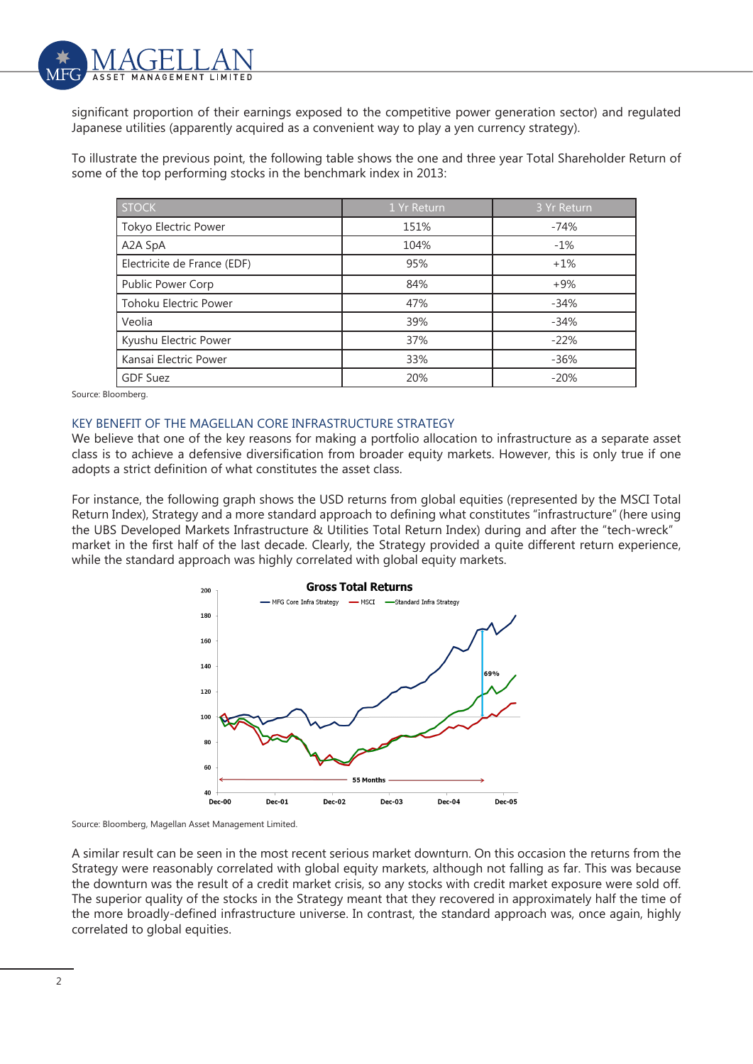significant proportion of their earnings exposed to the competitive power generation sector) and regulated Japanese utilities (apparently acquired as a convenient way to play a yen currency strategy).

To illustrate the previous point, the following table shows the one and three year Total Shareholder Return of some of the top performing stocks in the benchmark index in 2013:

| STOCK | 1 Yr Return | 3 Yr Return |
|---|---|---|
| Tokyo Electric Power | 151% | -74% |
| A2A SpA | 104% | -1% |
| Electricite de France (EDF) | 95% | +1% |
| Public Power Corp | 84% | +9% |
| Tohoku Electric Power | 47% | -34% |
| Veolia | 39% | -34% |
| Kyushu Electric Power | 37% | -22% |
| Kansai Electric Power | 33% | -36% |
| GDF Suez | 20% | -20% |

Source: Bloomberg.

## KEY BENEFIT OF THE MAGELLAN CORE INFRASTRUCTURE STRATEGY

We believe that one of the key reasons for making a portfolio allocation to infrastructure as a separate asset class is to achieve a defensive diversification from broader equity markets. However, this is only true if one adopts a strict definition of what constitutes the asset class.

For instance, the following graph shows the USD returns from global equities (represented by the MSCI Total Return Index), Strategy and a more standard approach to defining what constitutes "infrastructure" (here using the UBS Developed Markets Infrastructure & Utilities Total Return Index) during and after the "tech-wreck" market in the first half of the last decade. Clearly, the Strategy provided a quite different return experience, while the standard approach was highly correlated with global equity markets.

Source: Bloomberg, Magellan Asset Management Limited.

A similar result can be seen in the most recent serious market downturn. On this occasion the returns from the Strategy were reasonably correlated with global equity markets, although not falling as far. This was because the downturn was the result of a credit market crisis, so any stocks with credit market exposure were sold off. The superior quality of the stocks in the Strategy meant that they recovered in approximately half the time of the more broadly-defined infrastructure universe. In contrast, the standard approach was, once again, highly correlated to global equities.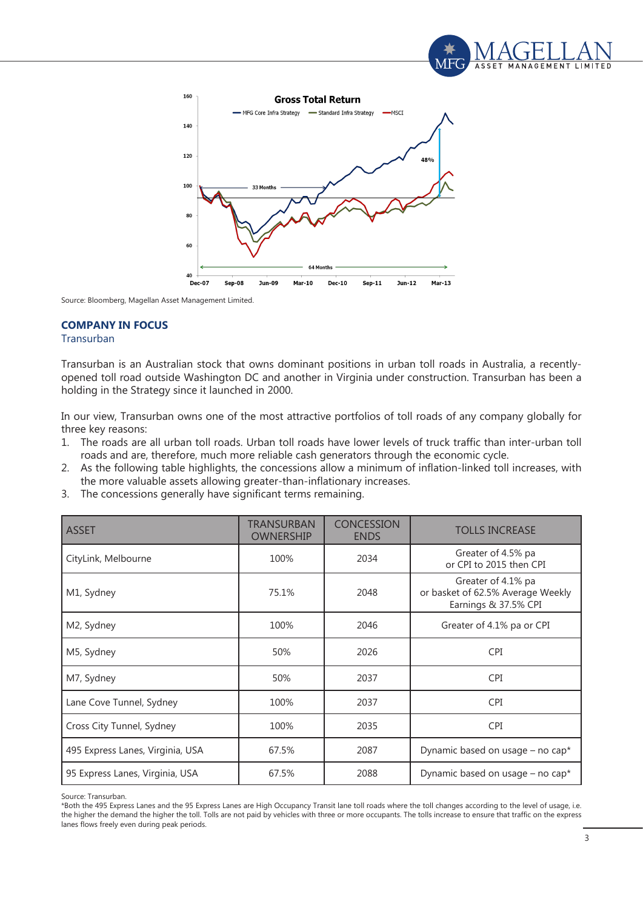Source: Bloomberg, Magellan Asset Management Limited.

## COMPANY IN FOCUS

### Transurban

Transurban is an Australian stock that owns dominant positions in urban toll roads in Australia, a recently-opened toll road outside Washington DC and another in Virginia under construction. Transurban has been a holding in the Strategy since it launched in 2000.

In our view, Transurban owns one of the most attractive portfolios of toll roads of any company globally for three key reasons:

1. The roads are all urban toll roads. Urban toll roads have lower levels of truck traffic than inter-urban toll roads and are, therefore, much more reliable cash generators through the economic cycle.
2. As the following table highlights, the concessions allow a minimum of inflation-linked toll increases, with the more valuable assets allowing greater-than-inflationary increases.
3. The concessions generally have significant terms remaining.

| ASSET | TRANSURBAN OWNERSHIP | CONCESSION ENDS | TOLLS INCREASE |
|---|---|---|---|
| CityLink, Melbourne | 100% | 2034 | Greater of 4.5% pa or CPI to 2015 then CPI |
| M1, Sydney | 75.1% | 2048 | Greater of 4.1% pa or basket of 62.5% Average Weekly Earnings & 37.5% CPI |
| M2, Sydney | 100% | 2046 | Greater of 4.1% pa or CPI |
| M5, Sydney | 50% | 2026 | CPI |
| M7, Sydney | 50% | 2037 | CPI |
| Lane Cove Tunnel, Sydney | 100% | 2037 | CPI |
| Cross City Tunnel, Sydney | 100% | 2035 | CPI |
| 495 Express Lanes, Virginia, USA | 67.5% | 2087 | Dynamic based on usage – no cap* |
| 95 Express Lanes, Virginia, USA | 67.5% | 2088 | Dynamic based on usage – no cap* |

Source: Transurban.

*Both the 495 Express Lanes and the 95 Express Lanes are High Occupancy Transit lane toll roads where the toll changes according to the level of usage, i.e. the higher the demand the higher the toll. Tolls are not paid by vehicles with three or more occupants. The tolls increase to ensure that traffic on the express lanes flows freely even during peak periods.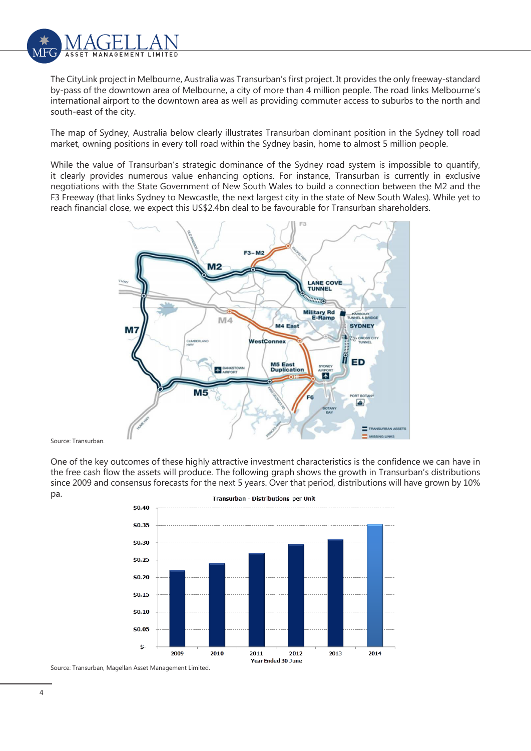The CityLink project in Melbourne, Australia was Transurban's first project. It provides the only freeway-standard by-pass of the downtown area of Melbourne, a city of more than 4 million people. The road links Melbourne's international airport to the downtown area as well as providing commuter access to suburbs to the north and south-east of the city.

The map of Sydney, Australia below clearly illustrates Transurban dominant position in the Sydney toll road market, owning positions in every toll road within the Sydney basin, home to almost 5 million people.

While the value of Transurban's strategic dominance of the Sydney road system is impossible to quantify, it clearly provides numerous value enhancing options. For instance, Transurban is currently in exclusive negotiations with the State Government of New South Wales to build a connection between the M2 and the F3 Freeway (that links Sydney to Newcastle, the next largest city in the state of New South Wales). While yet to reach financial close, we expect this US$2.4bn deal to be favourable for Transurban shareholders.

Source: Transurban.

One of the key outcomes of these highly attractive investment characteristics is the confidence we can have in the free cash flow the assets will produce. The following graph shows the growth in Transurban's distributions since 2009 and consensus forecasts for the next 5 years. Over that period, distributions will have grown by 10% pa.

Source: Transurban, Magellan Asset Management Limited.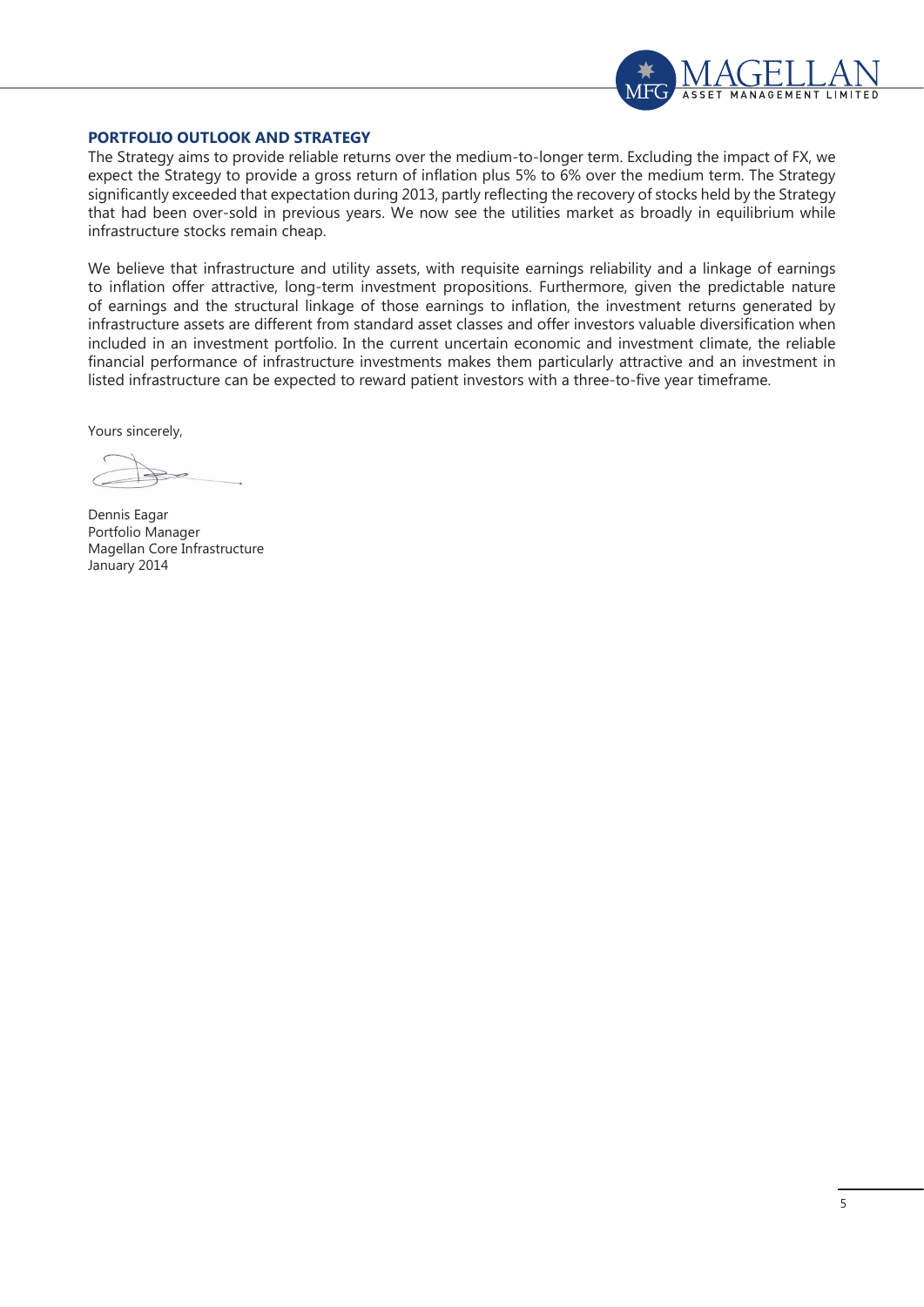## PORTFOLIO OUTLOOK AND STRATEGY

The Strategy aims to provide reliable returns over the medium-to-longer term. Excluding the impact of FX, we expect the Strategy to provide a gross return of inflation plus 5% to 6% over the medium term. The Strategy significantly exceeded that expectation during 2013, partly reflecting the recovery of stocks held by the Strategy that had been over-sold in previous years. We now see the utilities market as broadly in equilibrium while infrastructure stocks remain cheap.

We believe that infrastructure and utility assets, with requisite earnings reliability and a linkage of earnings to inflation offer attractive, long-term investment propositions. Furthermore, given the predictable nature of earnings and the structural linkage of those earnings to inflation, the investment returns generated by infrastructure assets are different from standard asset classes and offer investors valuable diversification when included in an investment portfolio. In the current uncertain economic and investment climate, the reliable financial performance of infrastructure investments makes them particularly attractive and an investment in listed infrastructure can be expected to reward patient investors with a three-to-five year timeframe.

Yours sincerely,

Dennis Eagar
Portfolio Manager
Magellan Core Infrastructure
January 2014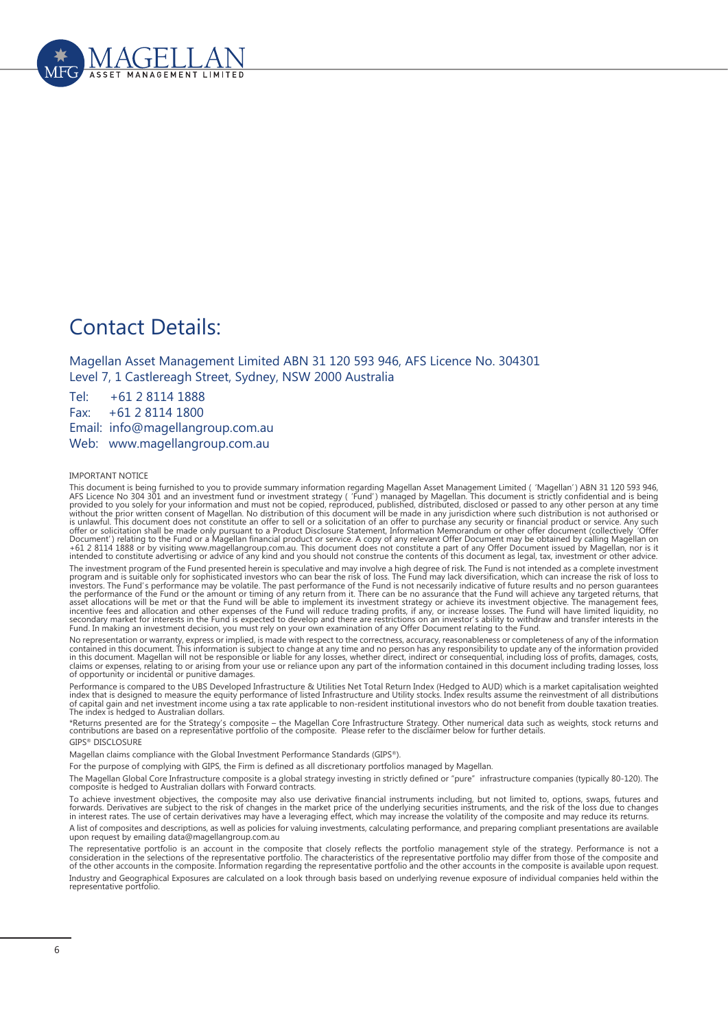# Contact Details:

Magellan Asset Management Limited ABN 31 120 593 946, AFS Licence No. 304301
Level 7, 1 Castlereagh Street, Sydney, NSW 2000 Australia

Tel: +61 2 8114 1888
Fax: +61 2 8114 1800
Email: info@magellangroup.com.au
Web: www.magellangroup.com.au

IMPORTANT NOTICE

This document is being furnished to you to provide summary information regarding Magellan Asset Management Limited ( 'Magellan' ) ABN 31 120 593 946, AFS Licence No 304 301 and an investment fund or investment strategy ( 'Fund' ) managed by Magellan. This document is strictly confidential and is being provided to you solely for your information and must not be copied, reproduced, published, distributed, disclosed or passed to any other person at any time without the prior written consent of Magellan. No distribution of this document will be made in any jurisdiction where such distribution is not authorised or is unlawful. This document does not constitute an offer to sell or a solicitation of an offer to purchase any security or financial product or service. Any such offer or solicitation shall be made only pursuant to a Product Disclosure Statement, Information Memorandum or other offer document (collectively 'Offer Document' ) relating to the Fund or a Magellan financial product or service. A copy of any relevant Offer Document may be obtained by calling Magellan on +61 2 8114 1888 or by visiting www.magellangroup.com.au. This document does not constitute a part of any Offer Document issued by Magellan, nor is it intended to constitute advertising or advice of any kind and you should not construe the contents of this document as legal, tax, investment or other advice.

The investment program of the Fund presented herein is speculative and may involve a high degree of risk. The Fund is not intended as a complete investment program and is suitable only for sophisticated investors who can bear the risk of loss. The Fund may lack diversification, which can increase the risk of loss to investors. The Fund's performance may be volatile. The past performance of the Fund is not necessarily indicative of future results and no person guarantees the performance of the Fund or the amount or timing of any return from it. There can be no assurance that the Fund will achieve any targeted returns, that asset allocations will be met or that the Fund will be able to implement its investment strategy or achieve its investment objective. The management fees, incentive fees and allocation and other expenses of the Fund will reduce trading profits, if any, or increase losses. The Fund will have limited liquidity, no secondary market for interests in the Fund is expected to develop and there are restrictions on an investor's ability to withdraw and transfer interests in the Fund. In making an investment decision, you must rely on your own examination of any Offer Document relating to the Fund.

No representation or warranty, express or implied, is made with respect to the correctness, accuracy, reasonableness or completeness of any of the information contained in this document. This information is subject to change at any time and no person has any responsibility to update any of the information provided in this document. Magellan will not be responsible or liable for any losses, whether direct, indirect or consequential, including loss of profits, damages, costs, claims or expenses, relating to or arising from your use or reliance upon any part of the information contained in this document including trading losses, loss of opportunity or incidental or punitive damages.

Performance is compared to the UBS Developed Infrastructure & Utilities Net Total Return Index (Hedged to AUD) which is a market capitalisation weighted index that is designed to measure the equity performance of listed Infrastructure and Utility stocks. Index results assume the reinvestment of all distributions of capital gain and net investment income using a tax rate applicable to non-resident institutional investors who do not benefit from double taxation treaties. The index is hedged to Australian dollars.

*Returns presented are for the Strategy's composite – the Magellan Core Infrastructure Strategy. Other numerical data such as weights, stock returns and contributions are based on a representative portfolio of the composite. Please refer to the disclaimer below for further details.

GIPS® DISCLOSURE

Magellan claims compliance with the Global Investment Performance Standards (GIPS®).

For the purpose of complying with GIPS, the Firm is defined as all discretionary portfolios managed by Magellan.

The Magellan Global Core Infrastructure composite is a global strategy investing in strictly defined or "pure" infrastructure companies (typically 80-120). The composite is hedged to Australian dollars with Forward contracts.

To achieve investment objectives, the composite may also use derivative financial instruments including, but not limited to, options, swaps, futures and forwards. Derivatives are subject to the risk of changes in the market price of the underlying securities instruments, and the risk of the loss due to changes in interest rates. The use of certain derivatives may have a leveraging effect, which may increase the volatility of the composite and may reduce its returns.

A list of composites and descriptions, as well as policies for valuing investments, calculating performance, and preparing compliant presentations are available upon request by emailing data@magellangroup.com.au

The representative portfolio is an account in the composite that closely reflects the portfolio management style of the strategy. Performance is not a consideration in the selections of the representative portfolio. The characteristics of the representative portfolio may differ from those of the composite and of the other accounts in the composite. Information regarding the representative portfolio and the other accounts in the composite is available upon request.

Industry and Geographical Exposures are calculated on a look through basis based on underlying revenue exposure of individual companies held within the representative portfolio.